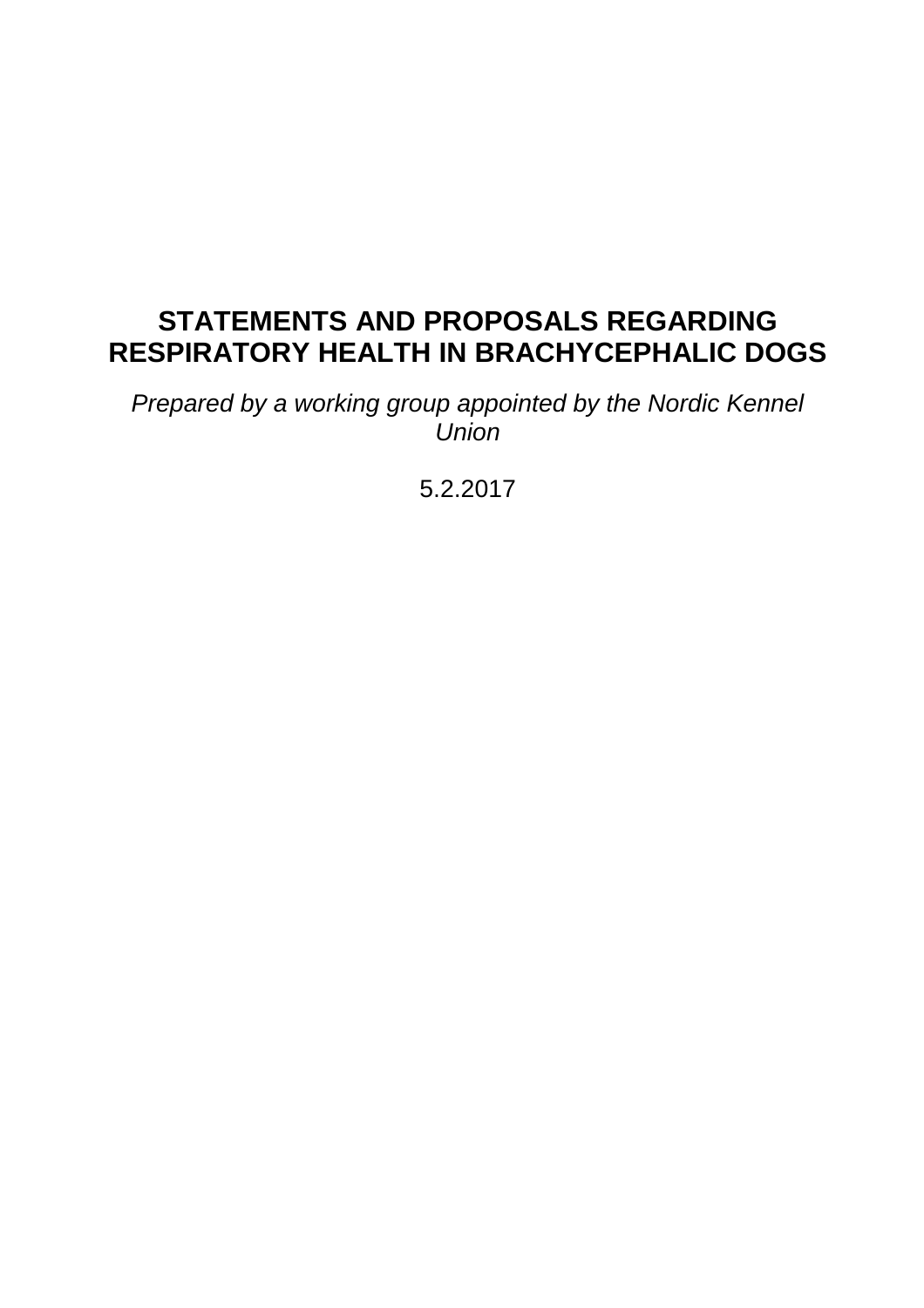# STATEMENTS AND PROPOSALS REGARDING RESPIRATORY HEALTH IN BRACHYCEPHALIC DOGS

*Prepared by a working group appointed by the Nordic Kennel Union*

5.2.2017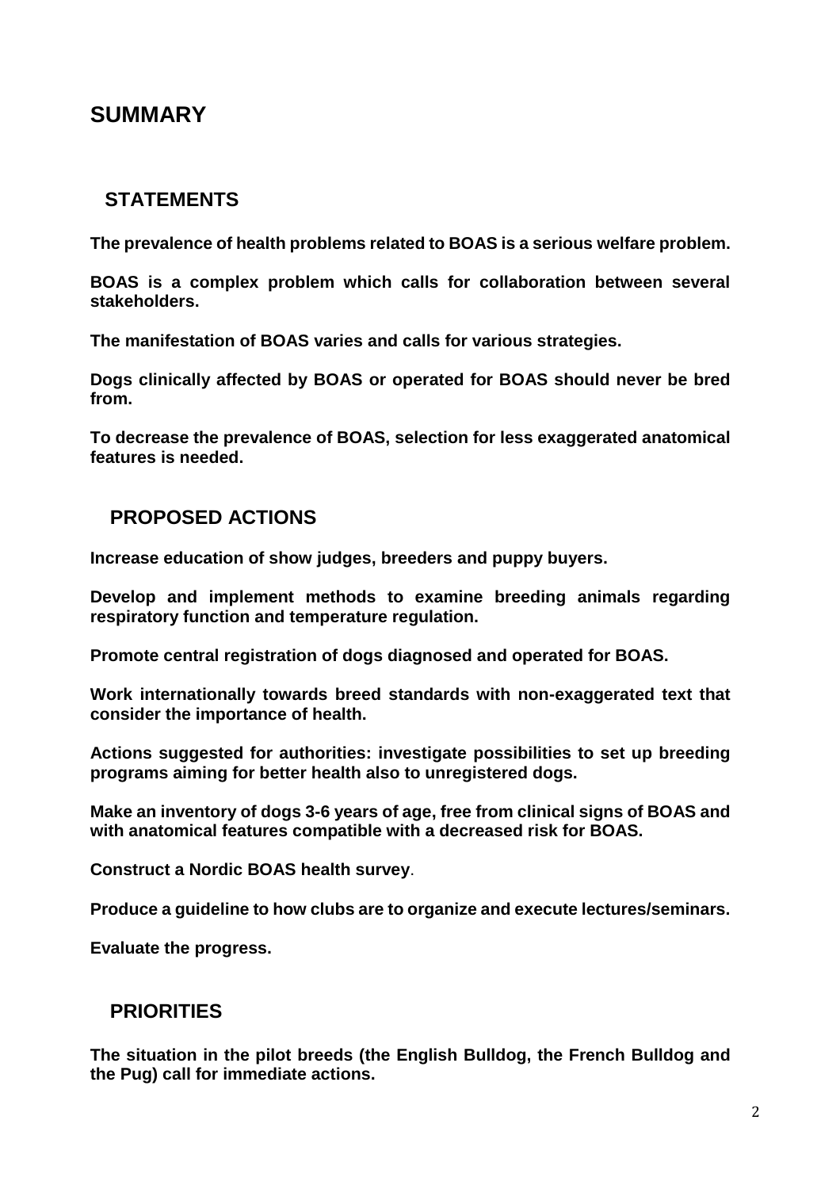# SUMMARY

## STATEMENTS

**The prevalence of health problems related to BOAS is a serious welfare problem.**

**BOAS is a complex problem which calls for collaboration between several stakeholders.**

**The manifestation of BOAS varies and calls for various strategies.**

**Dogs clinically affected by BOAS or operated for BOAS should never be bred from.**

**To decrease the prevalence of BOAS, selection for less exaggerated anatomical features is needed.**

## PROPOSED ACTIONS

**Increase education of show judges, breeders and puppy buyers.**

**Develop and implement methods to examine breeding animals regarding respiratory function and temperature regulation.**

**Promote central registration of dogs diagnosed and operated for BOAS.**

**Work internationally towards breed standards with non-exaggerated text that consider the importance of health.**

**Actions suggested for authorities: investigate possibilities to set up breeding programs aiming for better health also to unregistered dogs.**

**Make an inventory of dogs 3-6 years of age, free from clinical signs of BOAS and with anatomical features compatible with a decreased risk for BOAS.**

**Construct a Nordic BOAS health survey**.

**Produce a guideline to how clubs are to organize and execute lectures/seminars.**

**Evaluate the progress.**

## PRIORITIES

**The situation in the pilot breeds (the English Bulldog, the French Bulldog and the Pug) call for immediate actions.**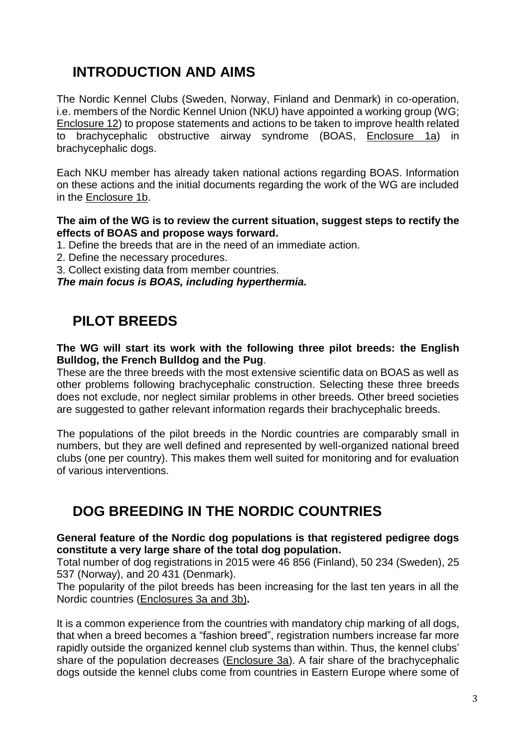## INTRODUCTION AND AIMS

The Nordic Kennel Clubs (Sweden, Norway, Finland and Denmark) in co-operation, i.e. members of the Nordic Kennel Union (NKU) have appointed a working group (WG; Enclosure 12) to propose statements and actions to be taken to improve health related to brachycephalic obstructive airway syndrome (BOAS, Enclosure 1a) in brachycephalic dogs.

Each NKU member has already taken national actions regarding BOAS. Information on these actions and the initial documents regarding the work of the WG are included in the Enclosure 1b.

**The aim of the WG is to review the current situation, suggest steps to rectify the effects of BOAS and propose ways forward.**

1. Define the breeds that are in the need of an immediate action.
2. Define the necessary procedures.
3. Collect existing data from member countries.

***The main focus is BOAS, including hyperthermia.***

## PILOT BREEDS

**The WG will start its work with the following three pilot breeds: the English Bulldog, the French Bulldog and the Pug**.

These are the three breeds with the most extensive scientific data on BOAS as well as other problems following brachycephalic construction. Selecting these three breeds does not exclude, nor neglect similar problems in other breeds. Other breed societies are suggested to gather relevant information regards their brachycephalic breeds.

The populations of the pilot breeds in the Nordic countries are comparably small in numbers, but they are well defined and represented by well-organized national breed clubs (one per country). This makes them well suited for monitoring and for evaluation of various interventions.

## DOG BREEDING IN THE NORDIC COUNTRIES

**General feature of the Nordic dog populations is that registered pedigree dogs constitute a very large share of the total dog population.**

Total number of dog registrations in 2015 were 46 856 (Finland), 50 234 (Sweden), 25 537 (Norway), and 20 431 (Denmark).

The popularity of the pilot breeds has been increasing for the last ten years in all the Nordic countries (Enclosures 3a and 3b)**.**

It is a common experience from the countries with mandatory chip marking of all dogs, that when a breed becomes a "fashion breed", registration numbers increase far more rapidly outside the organized kennel club systems than within. Thus, the kennel clubs' share of the population decreases (Enclosure 3a). A fair share of the brachycephalic dogs outside the kennel clubs come from countries in Eastern Europe where some of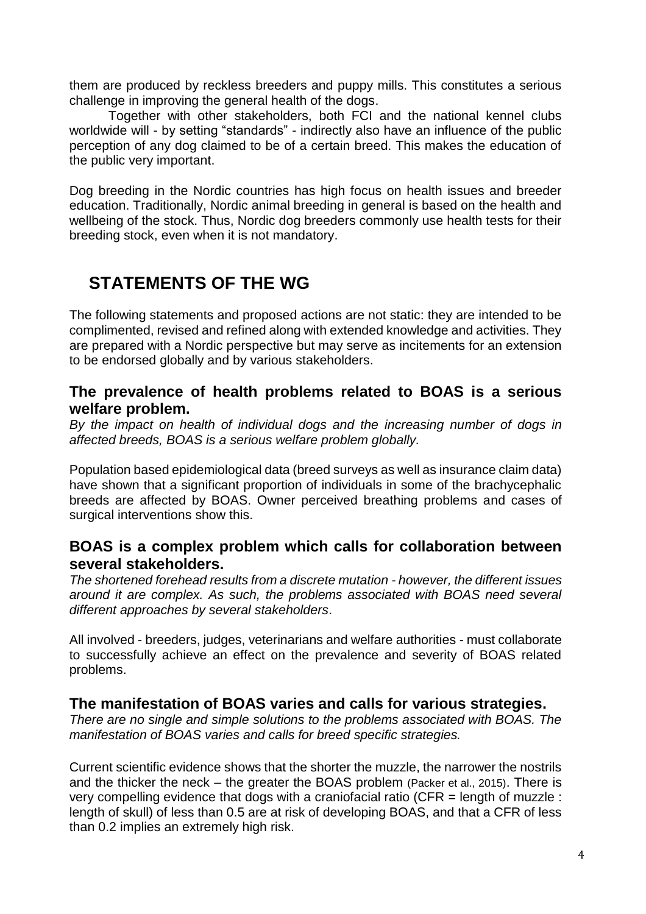them are produced by reckless breeders and puppy mills. This constitutes a serious challenge in improving the general health of the dogs.

Together with other stakeholders, both FCI and the national kennel clubs worldwide will - by setting "standards" - indirectly also have an influence of the public perception of any dog claimed to be of a certain breed. This makes the education of the public very important.

Dog breeding in the Nordic countries has high focus on health issues and breeder education. Traditionally, Nordic animal breeding in general is based on the health and wellbeing of the stock. Thus, Nordic dog breeders commonly use health tests for their breeding stock, even when it is not mandatory.

# STATEMENTS OF THE WG

The following statements and proposed actions are not static: they are intended to be complimented, revised and refined along with extended knowledge and activities. They are prepared with a Nordic perspective but may serve as incitements for an extension to be endorsed globally and by various stakeholders.

## The prevalence of health problems related to BOAS is a serious welfare problem.

*By the impact on health of individual dogs and the increasing number of dogs in affected breeds, BOAS is a serious welfare problem globally.*

Population based epidemiological data (breed surveys as well as insurance claim data) have shown that a significant proportion of individuals in some of the brachycephalic breeds are affected by BOAS. Owner perceived breathing problems and cases of surgical interventions show this.

## BOAS is a complex problem which calls for collaboration between several stakeholders.

*The shortened forehead results from a discrete mutation - however, the different issues around it are complex. As such, the problems associated with BOAS need several different approaches by several stakeholders*.

All involved - breeders, judges, veterinarians and welfare authorities - must collaborate to successfully achieve an effect on the prevalence and severity of BOAS related problems.

## The manifestation of BOAS varies and calls for various strategies.

*There are no single and simple solutions to the problems associated with BOAS. The manifestation of BOAS varies and calls for breed specific strategies.*

Current scientific evidence shows that the shorter the muzzle, the narrower the nostrils and the thicker the neck – the greater the BOAS problem (Packer et al., 2015). There is very compelling evidence that dogs with a craniofacial ratio (CFR = length of muzzle : length of skull) of less than 0.5 are at risk of developing BOAS, and that a CFR of less than 0.2 implies an extremely high risk.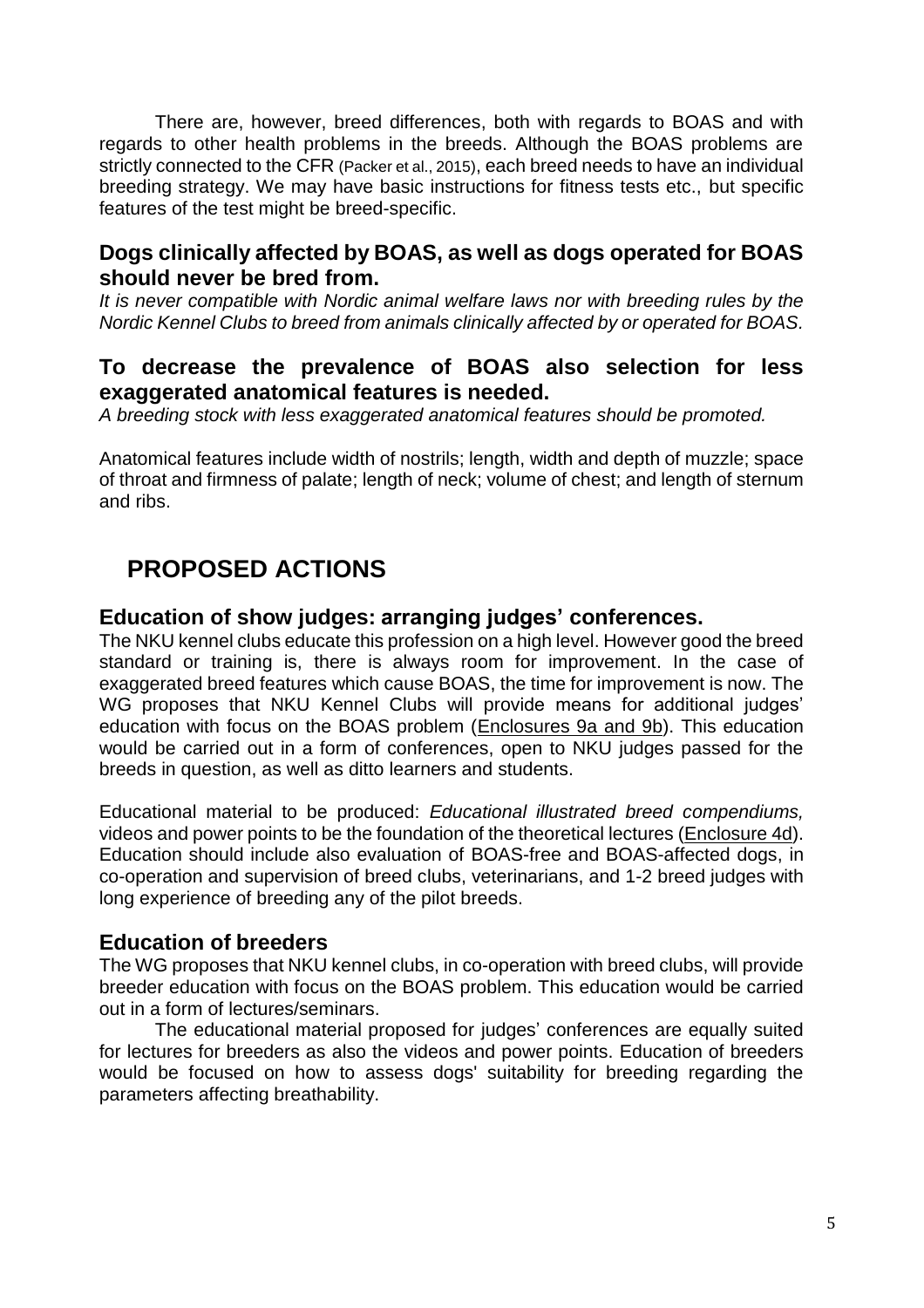There are, however, breed differences, both with regards to BOAS and with regards to other health problems in the breeds. Although the BOAS problems are strictly connected to the CFR (Packer et al., 2015), each breed needs to have an individual breeding strategy. We may have basic instructions for fitness tests etc., but specific features of the test might be breed-specific.

### Dogs clinically affected by BOAS, as well as dogs operated for BOAS should never be bred from.

*It is never compatible with Nordic animal welfare laws nor with breeding rules by the Nordic Kennel Clubs to breed from animals clinically affected by or operated for BOAS.*

### To decrease the prevalence of BOAS also selection for less exaggerated anatomical features is needed.

*A breeding stock with less exaggerated anatomical features should be promoted.*

Anatomical features include width of nostrils; length, width and depth of muzzle; space of throat and firmness of palate; length of neck; volume of chest; and length of sternum and ribs.

## PROPOSED ACTIONS

### Education of show judges: arranging judges' conferences.

The NKU kennel clubs educate this profession on a high level. However good the breed standard or training is, there is always room for improvement. In the case of exaggerated breed features which cause BOAS, the time for improvement is now. The WG proposes that NKU Kennel Clubs will provide means for additional judges' education with focus on the BOAS problem (Enclosures 9a and 9b). This education would be carried out in a form of conferences, open to NKU judges passed for the breeds in question, as well as ditto learners and students.

Educational material to be produced: *Educational illustrated breed compendiums,* videos and power points to be the foundation of the theoretical lectures (Enclosure 4d). Education should include also evaluation of BOAS-free and BOAS-affected dogs, in co-operation and supervision of breed clubs, veterinarians, and 1-2 breed judges with long experience of breeding any of the pilot breeds.

### Education of breeders

The WG proposes that NKU kennel clubs, in co-operation with breed clubs, will provide breeder education with focus on the BOAS problem. This education would be carried out in a form of lectures/seminars.

The educational material proposed for judges' conferences are equally suited for lectures for breeders as also the videos and power points. Education of breeders would be focused on how to assess dogs' suitability for breeding regarding the parameters affecting breathability.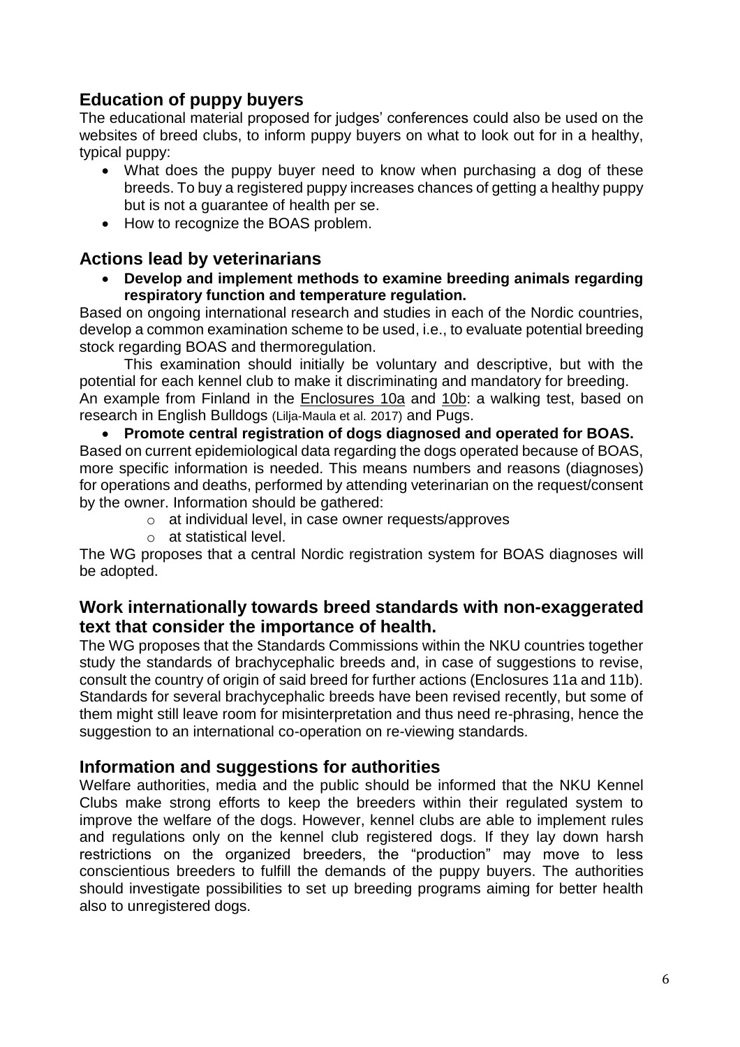## Education of puppy buyers

The educational material proposed for judges' conferences could also be used on the websites of breed clubs, to inform puppy buyers on what to look out for in a healthy, typical puppy:

- What does the puppy buyer need to know when purchasing a dog of these breeds. To buy a registered puppy increases chances of getting a healthy puppy but is not a guarantee of health per se.
- How to recognize the BOAS problem.

## Actions lead by veterinarians

- **Develop and implement methods to examine breeding animals regarding respiratory function and temperature regulation.**

Based on ongoing international research and studies in each of the Nordic countries, develop a common examination scheme to be used, i.e., to evaluate potential breeding stock regarding BOAS and thermoregulation.

This examination should initially be voluntary and descriptive, but with the potential for each kennel club to make it discriminating and mandatory for breeding.
An example from Finland in the Enclosures 10a and 10b: a walking test, based on research in English Bulldogs (Lilja-Maula et al. 2017) and Pugs.

- **Promote central registration of dogs diagnosed and operated for BOAS.**

Based on current epidemiological data regarding the dogs operated because of BOAS, more specific information is needed. This means numbers and reasons (diagnoses) for operations and deaths, performed by attending veterinarian on the request/consent by the owner. Information should be gathered:

  - at individual level, in case owner requests/approves
  - at statistical level.

The WG proposes that a central Nordic registration system for BOAS diagnoses will be adopted.

## Work internationally towards breed standards with non-exaggerated text that consider the importance of health.

The WG proposes that the Standards Commissions within the NKU countries together study the standards of brachycephalic breeds and, in case of suggestions to revise, consult the country of origin of said breed for further actions (Enclosures 11a and 11b). Standards for several brachycephalic breeds have been revised recently, but some of them might still leave room for misinterpretation and thus need re-phrasing, hence the suggestion to an international co-operation on re-viewing standards.

## Information and suggestions for authorities

Welfare authorities, media and the public should be informed that the NKU Kennel Clubs make strong efforts to keep the breeders within their regulated system to improve the welfare of the dogs. However, kennel clubs are able to implement rules and regulations only on the kennel club registered dogs. If they lay down harsh restrictions on the organized breeders, the "production" may move to less conscientious breeders to fulfill the demands of the puppy buyers. The authorities should investigate possibilities to set up breeding programs aiming for better health also to unregistered dogs.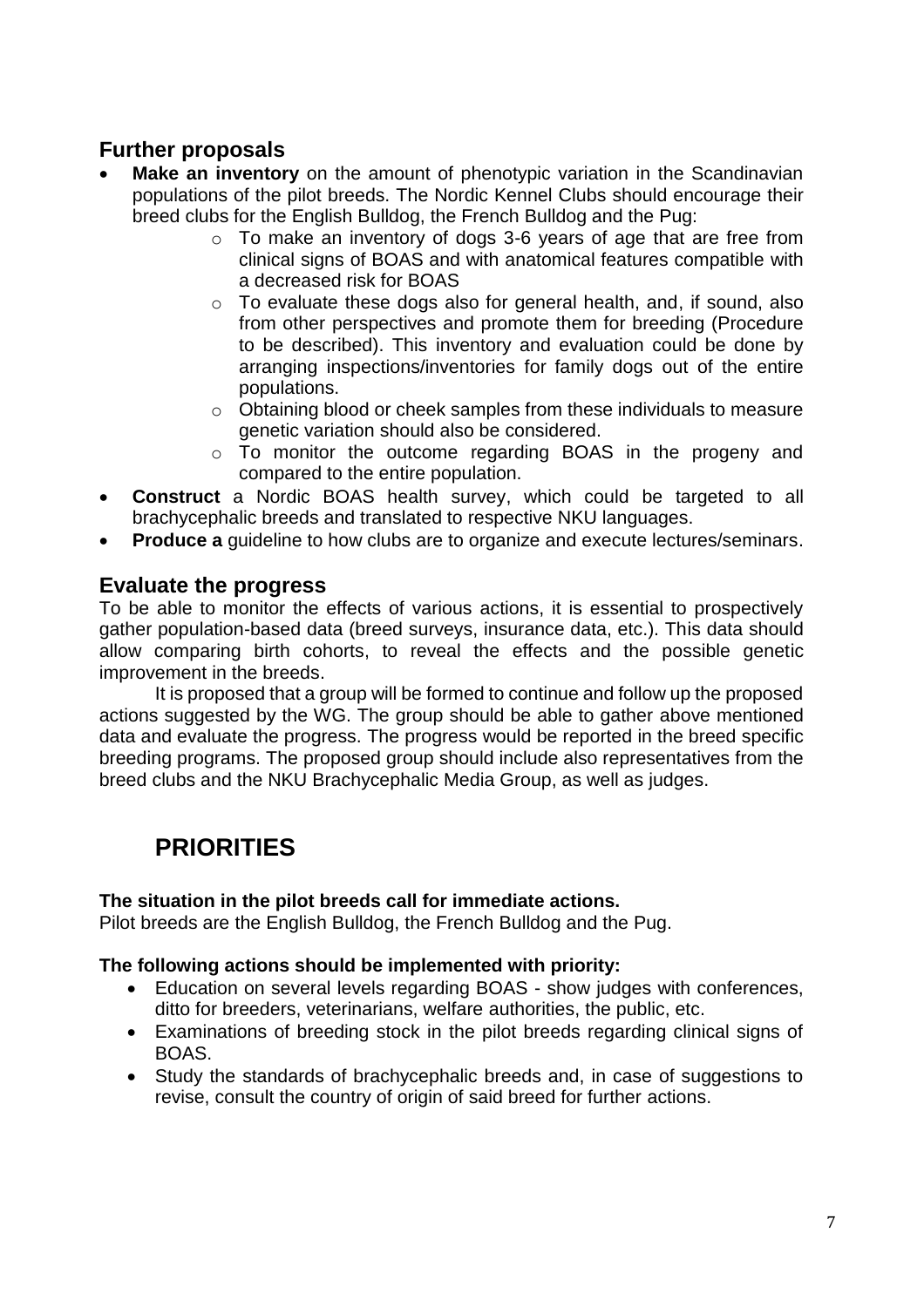## Further proposals

- **Make an inventory** on the amount of phenotypic variation in the Scandinavian populations of the pilot breeds. The Nordic Kennel Clubs should encourage their breed clubs for the English Bulldog, the French Bulldog and the Pug:
  - To make an inventory of dogs 3-6 years of age that are free from clinical signs of BOAS and with anatomical features compatible with a decreased risk for BOAS
  - To evaluate these dogs also for general health, and, if sound, also from other perspectives and promote them for breeding (Procedure to be described). This inventory and evaluation could be done by arranging inspections/inventories for family dogs out of the entire populations.
  - Obtaining blood or cheek samples from these individuals to measure genetic variation should also be considered.
  - To monitor the outcome regarding BOAS in the progeny and compared to the entire population.
- **Construct** a Nordic BOAS health survey, which could be targeted to all brachycephalic breeds and translated to respective NKU languages.
- **Produce a** guideline to how clubs are to organize and execute lectures/seminars.

## Evaluate the progress

To be able to monitor the effects of various actions, it is essential to prospectively gather population-based data (breed surveys, insurance data, etc.). This data should allow comparing birth cohorts, to reveal the effects and the possible genetic improvement in the breeds.

It is proposed that a group will be formed to continue and follow up the proposed actions suggested by the WG. The group should be able to gather above mentioned data and evaluate the progress. The progress would be reported in the breed specific breeding programs. The proposed group should include also representatives from the breed clubs and the NKU Brachycephalic Media Group, as well as judges.

# PRIORITIES

**The situation in the pilot breeds call for immediate actions.**

Pilot breeds are the English Bulldog, the French Bulldog and the Pug.

**The following actions should be implemented with priority:**

- Education on several levels regarding BOAS - show judges with conferences, ditto for breeders, veterinarians, welfare authorities, the public, etc.
- Examinations of breeding stock in the pilot breeds regarding clinical signs of BOAS.
- Study the standards of brachycephalic breeds and, in case of suggestions to revise, consult the country of origin of said breed for further actions.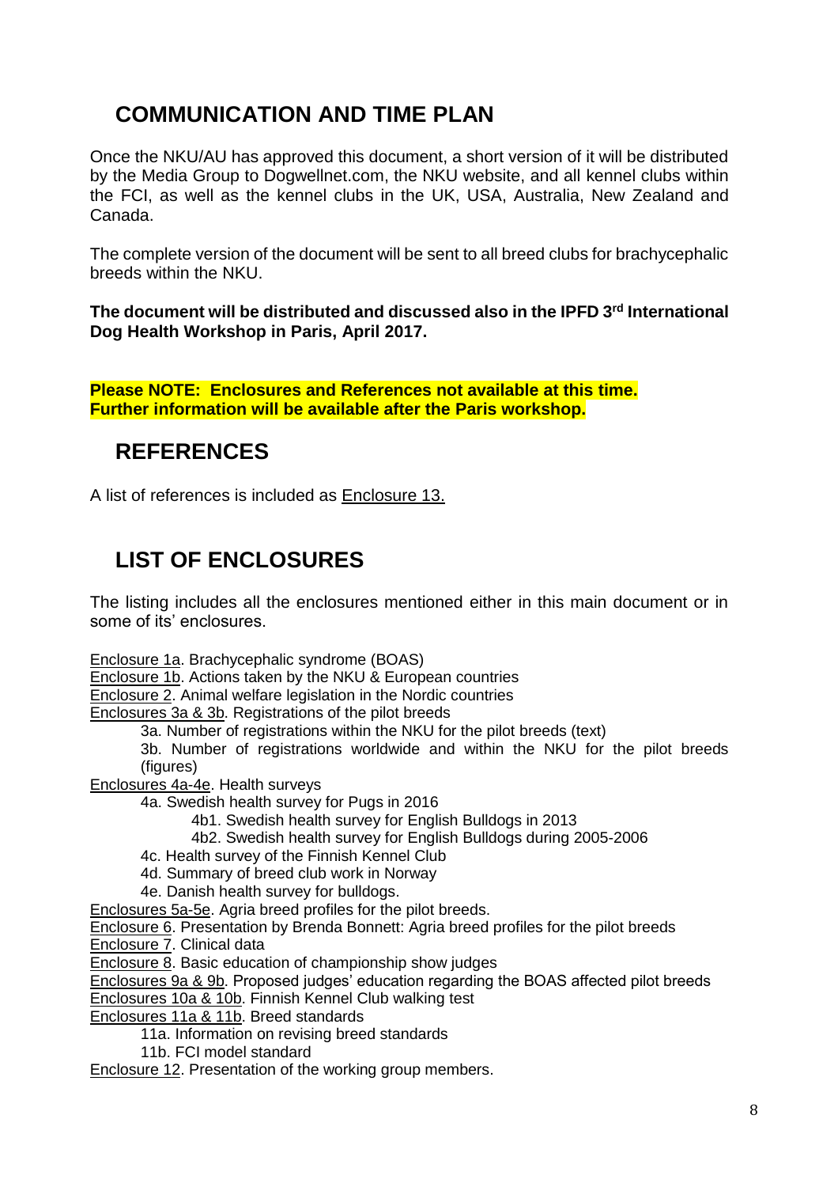## COMMUNICATION AND TIME PLAN

Once the NKU/AU has approved this document, a short version of it will be distributed by the Media Group to Dogwellnet.com, the NKU website, and all kennel clubs within the FCI, as well as the kennel clubs in the UK, USA, Australia, New Zealand and Canada.

The complete version of the document will be sent to all breed clubs for brachycephalic breeds within the NKU.

**The document will be distributed and discussed also in the IPFD 3rd International Dog Health Workshop in Paris, April 2017.**

**Please NOTE: Enclosures and References not available at this time. Further information will be available after the Paris workshop.**

## REFERENCES

A list of references is included as Enclosure 13.

## LIST OF ENCLOSURES

The listing includes all the enclosures mentioned either in this main document or in some of its' enclosures.

Enclosure 1a. Brachycephalic syndrome (BOAS)
Enclosure 1b. Actions taken by the NKU & European countries
Enclosure 2. Animal welfare legislation in the Nordic countries
Enclosures 3a & 3b. Registrations of the pilot breeds

- 3a. Number of registrations within the NKU for the pilot breeds (text)
- 3b. Number of registrations worldwide and within the NKU for the pilot breeds (figures)

Enclosures 4a-4e. Health surveys

- 4a. Swedish health survey for Pugs in 2016
    - 4b1. Swedish health survey for English Bulldogs in 2013
    - 4b2. Swedish health survey for English Bulldogs during 2005-2006
- 4c. Health survey of the Finnish Kennel Club
- 4d. Summary of breed club work in Norway
- 4e. Danish health survey for bulldogs.

Enclosures 5a-5e. Agria breed profiles for the pilot breeds.
Enclosure 6. Presentation by Brenda Bonnett: Agria breed profiles for the pilot breeds
Enclosure 7. Clinical data
Enclosure 8. Basic education of championship show judges
Enclosures 9a & 9b. Proposed judges' education regarding the BOAS affected pilot breeds
Enclosures 10a & 10b. Finnish Kennel Club walking test
Enclosures 11a & 11b. Breed standards

- 11a. Information on revising breed standards
- 11b. FCI model standard

Enclosure 12. Presentation of the working group members.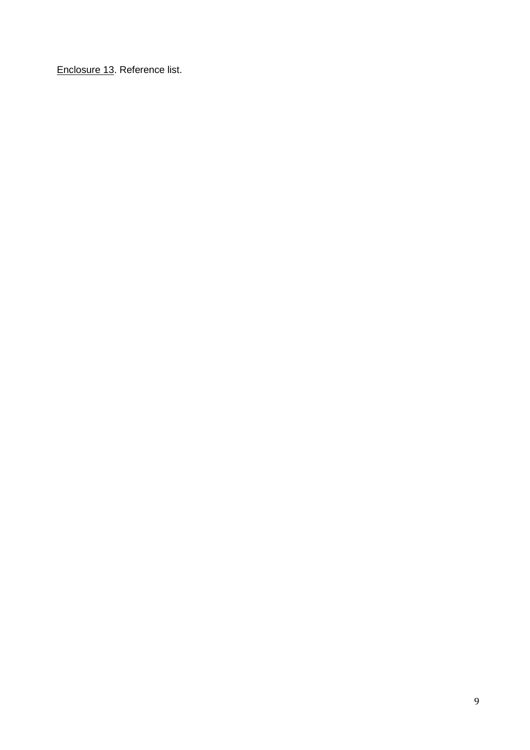<u>Enclosure 13</u>. Reference list.